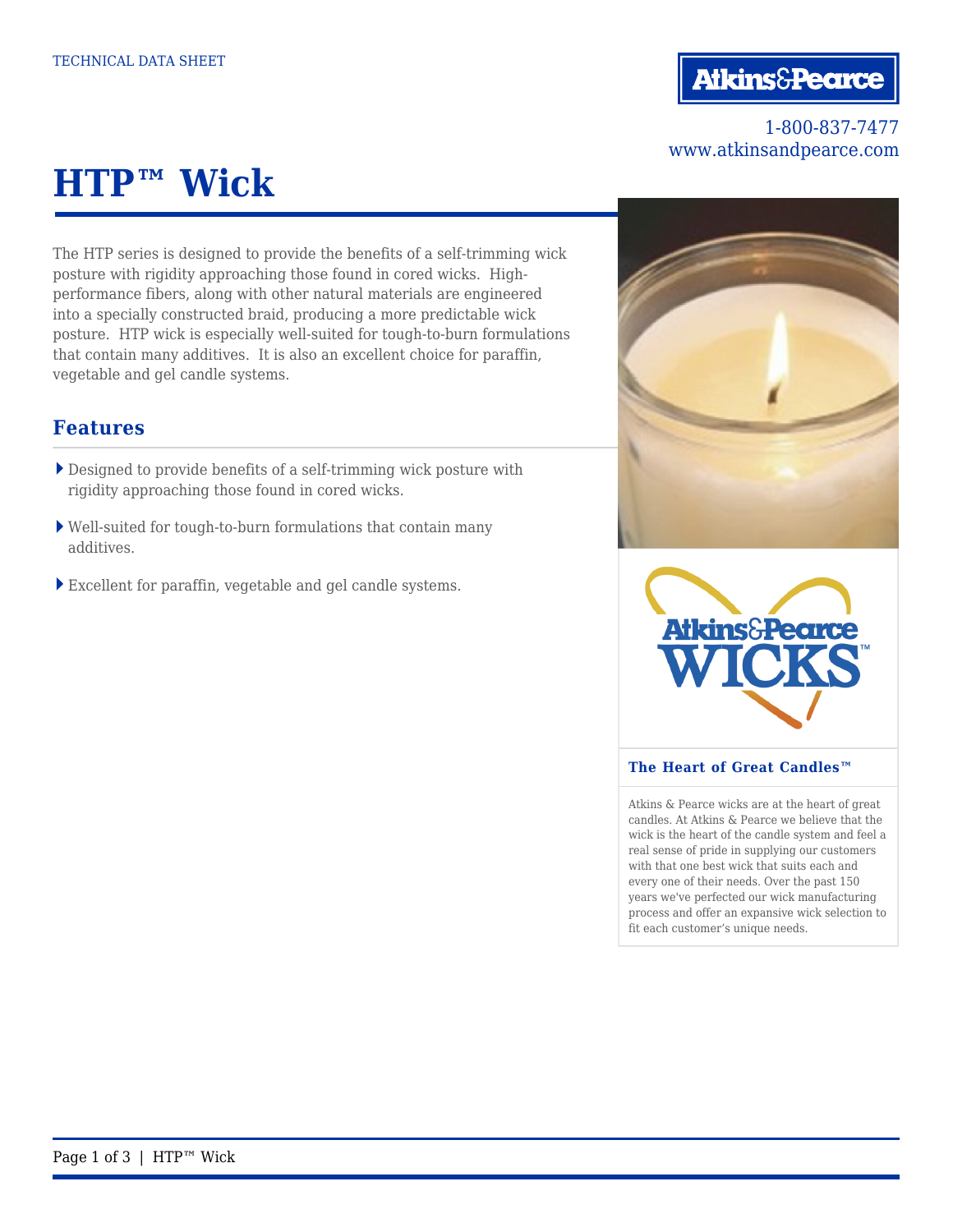TECHNICAL DATA SHEET

Atkins&Pearce

1-800-837-7477
www.atkinsandpearce.com

# HTP™ Wick

The HTP series is designed to provide the benefits of a self-trimming wick posture with rigidity approaching those found in cored wicks. High-performance fibers, along with other natural materials are engineered into a specially constructed braid, producing a more predictable wick posture. HTP wick is especially well-suited for tough-to-burn formulations that contain many additives. It is also an excellent choice for paraffin, vegetable and gel candle systems.

## Features

- Designed to provide benefits of a self-trimming wick posture with rigidity approaching those found in cored wicks.
- Well-suited for tough-to-burn formulations that contain many additives.
- Excellent for paraffin, vegetable and gel candle systems.

### The Heart of Great Candles™

Atkins & Pearce wicks are at the heart of great candles. At Atkins & Pearce we believe that the wick is the heart of the candle system and feel a real sense of pride in supplying our customers with that one best wick that suits each and every one of their needs. Over the past 150 years we've perfected our wick manufacturing process and offer an expansive wick selection to fit each customer's unique needs.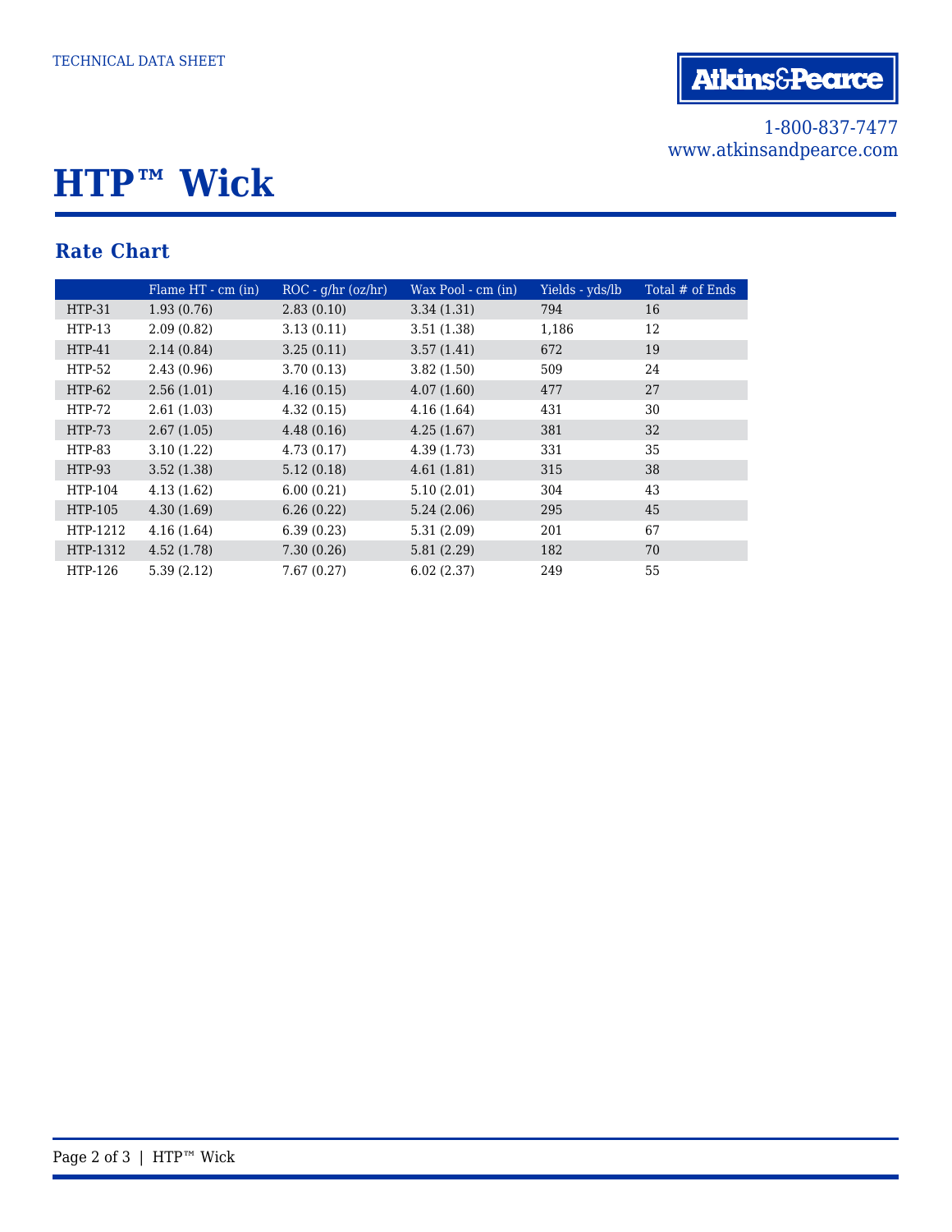TECHNICAL DATA SHEET

Atkins&Pearce

1-800-837-7477
www.atkinsandpearce.com

# HTP™ Wick

## Rate Chart

| | Flame HT - cm (in) | ROC - g/hr (oz/hr) | Wax Pool - cm (in) | Yields - yds/lb | Total # of Ends |
|---|---|---|---|---|---|
| HTP-31 | 1.93 (0.76) | 2.83 (0.10) | 3.34 (1.31) | 794 | 16 |
| HTP-13 | 2.09 (0.82) | 3.13 (0.11) | 3.51 (1.38) | 1,186 | 12 |
| HTP-41 | 2.14 (0.84) | 3.25 (0.11) | 3.57 (1.41) | 672 | 19 |
| HTP-52 | 2.43 (0.96) | 3.70 (0.13) | 3.82 (1.50) | 509 | 24 |
| HTP-62 | 2.56 (1.01) | 4.16 (0.15) | 4.07 (1.60) | 477 | 27 |
| HTP-72 | 2.61 (1.03) | 4.32 (0.15) | 4.16 (1.64) | 431 | 30 |
| HTP-73 | 2.67 (1.05) | 4.48 (0.16) | 4.25 (1.67) | 381 | 32 |
| HTP-83 | 3.10 (1.22) | 4.73 (0.17) | 4.39 (1.73) | 331 | 35 |
| HTP-93 | 3.52 (1.38) | 5.12 (0.18) | 4.61 (1.81) | 315 | 38 |
| HTP-104 | 4.13 (1.62) | 6.00 (0.21) | 5.10 (2.01) | 304 | 43 |
| HTP-105 | 4.30 (1.69) | 6.26 (0.22) | 5.24 (2.06) | 295 | 45 |
| HTP-1212 | 4.16 (1.64) | 6.39 (0.23) | 5.31 (2.09) | 201 | 67 |
| HTP-1312 | 4.52 (1.78) | 7.30 (0.26) | 5.81 (2.29) | 182 | 70 |
| HTP-126 | 5.39 (2.12) | 7.67 (0.27) | 6.02 (2.37) | 249 | 55 |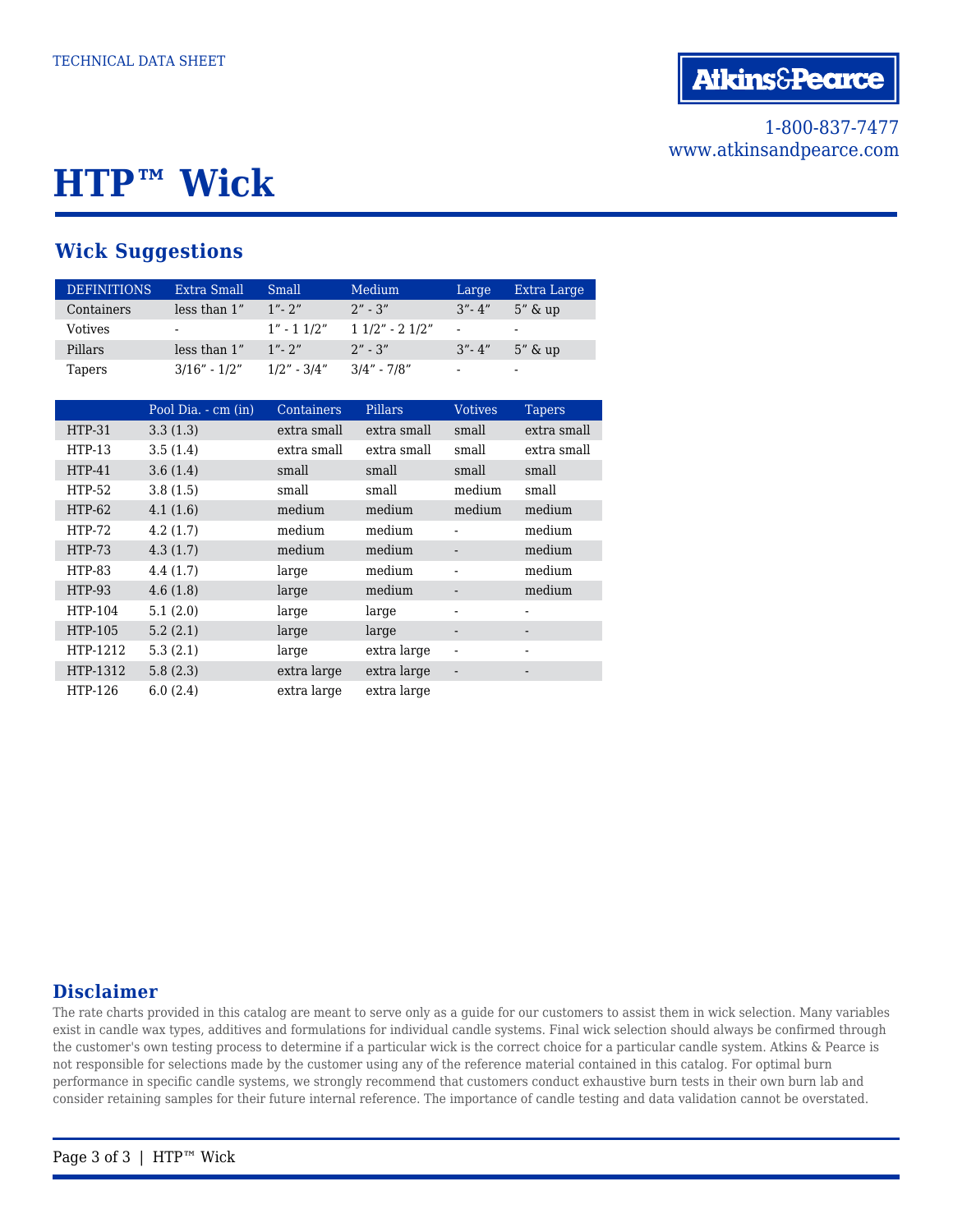TECHNICAL DATA SHEET

Atkins&Pearce

1-800-837-7477
www.atkinsandpearce.com

# HTP™ Wick

## Wick Suggestions

| DEFINITIONS | Extra Small | Small | Medium | Large | Extra Large |
| --- | --- | --- | --- | --- | --- |
| Containers | less than 1" | 1"- 2" | 2" - 3" | 3"- 4" | 5" & up |
| Votives | - | 1" - 1 1/2" | 1 1/2" - 2 1/2" | - | - |
| Pillars | less than 1" | 1"- 2" | 2" - 3" | 3"- 4" | 5" & up |
| Tapers | 3/16" - 1/2" | 1/2" - 3/4" | 3/4" - 7/8" | - | - |

| | Pool Dia. - cm (in) | Containers | Pillars | Votives | Tapers |
| --- | --- | --- | --- | --- | --- |
| HTP-31 | 3.3 (1.3) | extra small | extra small | small | extra small |
| HTP-13 | 3.5 (1.4) | extra small | extra small | small | extra small |
| HTP-41 | 3.6 (1.4) | small | small | small | small |
| HTP-52 | 3.8 (1.5) | small | small | medium | small |
| HTP-62 | 4.1 (1.6) | medium | medium | medium | medium |
| HTP-72 | 4.2 (1.7) | medium | medium | - | medium |
| HTP-73 | 4.3 (1.7) | medium | medium | - | medium |
| HTP-83 | 4.4 (1.7) | large | medium | - | medium |
| HTP-93 | 4.6 (1.8) | large | medium | - | medium |
| HTP-104 | 5.1 (2.0) | large | large | - | - |
| HTP-105 | 5.2 (2.1) | large | large | - | - |
| HTP-1212 | 5.3 (2.1) | large | extra large | - | - |
| HTP-1312 | 5.8 (2.3) | extra large | extra large | - | - |
| HTP-126 | 6.0 (2.4) | extra large | extra large | | |

## Disclaimer

The rate charts provided in this catalog are meant to serve only as a guide for our customers to assist them in wick selection. Many variables exist in candle wax types, additives and formulations for individual candle systems. Final wick selection should always be confirmed through the customer's own testing process to determine if a particular wick is the correct choice for a particular candle system. Atkins & Pearce is not responsible for selections made by the customer using any of the reference material contained in this catalog. For optimal burn performance in specific candle systems, we strongly recommend that customers conduct exhaustive burn tests in their own burn lab and consider retaining samples for their future internal reference. The importance of candle testing and data validation cannot be overstated.